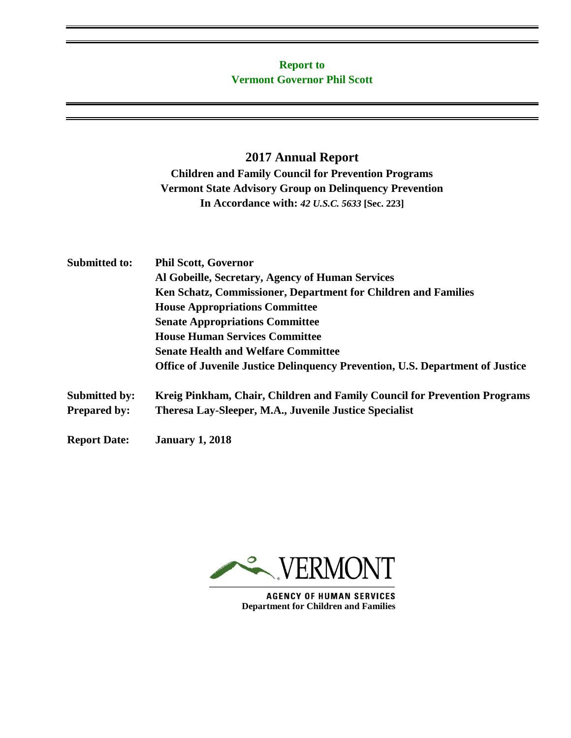**Report to**
**Vermont Governor Phil Scott**

# 2017 Annual Report

**Children and Family Council for Prevention Programs**
**Vermont State Advisory Group on Delinquency Prevention**
**In Accordance with:** ***42 U.S.C. 5633*** **[Sec. 223]**

| | |
|---|---|
| **Submitted to:** | **Phil Scott, Governor** |
| | **Al Gobeille, Secretary, Agency of Human Services** |
| | **Ken Schatz, Commissioner, Department for Children and Families** |
| | **House Appropriations Committee** |
| | **Senate Appropriations Committee** |
| | **House Human Services Committee** |
| | **Senate Health and Welfare Committee** |
| | **Office of Juvenile Justice Delinquency Prevention, U.S. Department of Justice** |
| **Submitted by:** | **Kreig Pinkham, Chair, Children and Family Council for Prevention Programs** |
| **Prepared by:** | **Theresa Lay-Sleeper, M.A., Juvenile Justice Specialist** |
| **Report Date:** | **January 1, 2018** |

VERMONT

AGENCY OF HUMAN SERVICES
**Department for Children and Families**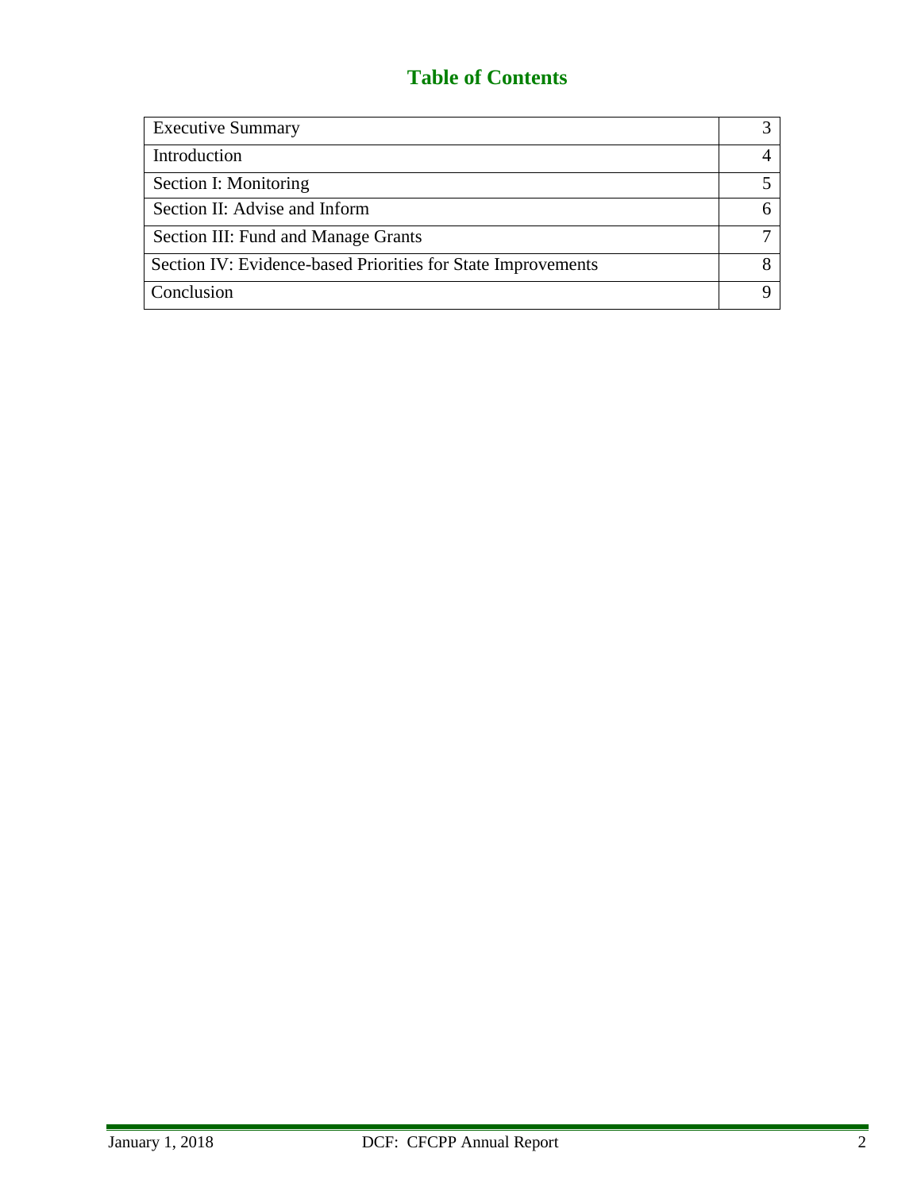# Table of Contents

| | |
|---|---|
| Executive Summary | 3 |
| Introduction | 4 |
| Section I: Monitoring | 5 |
| Section II: Advise and Inform | 6 |
| Section III: Fund and Manage Grants | 7 |
| Section IV: Evidence-based Priorities for State Improvements | 8 |
| Conclusion | 9 |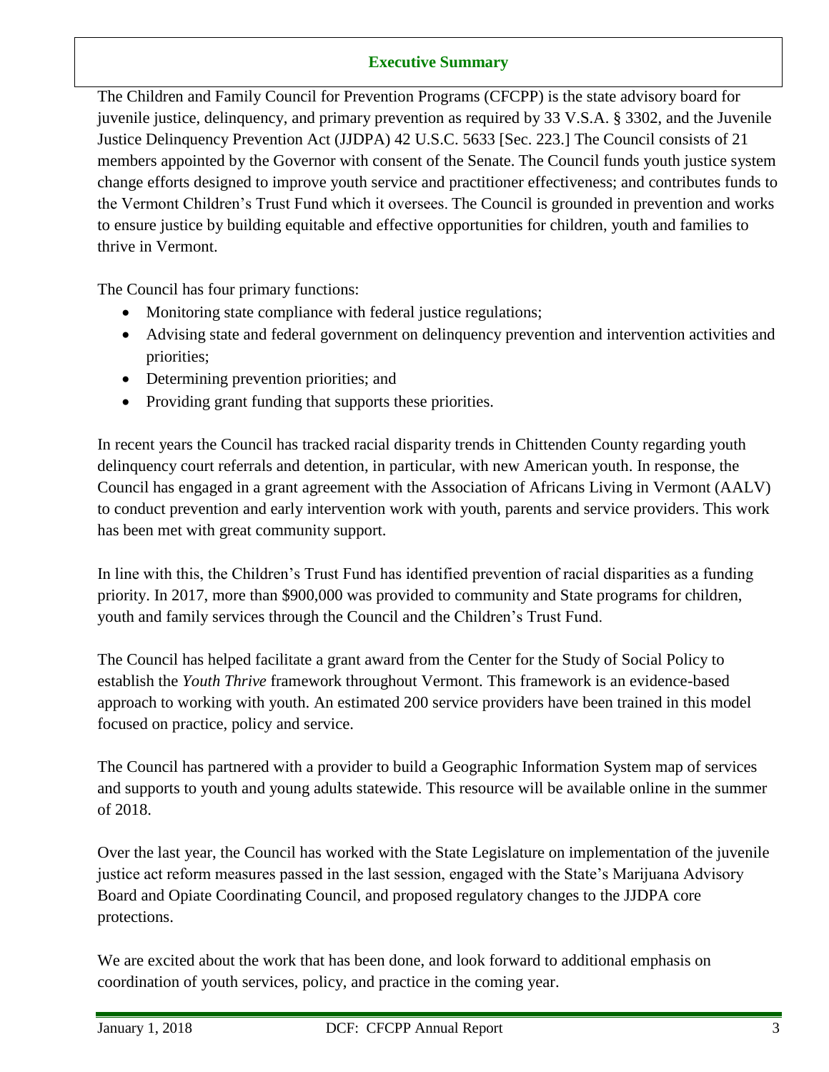## Executive Summary

The Children and Family Council for Prevention Programs (CFCPP) is the state advisory board for juvenile justice, delinquency, and primary prevention as required by 33 V.S.A. § 3302, and the Juvenile Justice Delinquency Prevention Act (JJDPA) 42 U.S.C. 5633 [Sec. 223.] The Council consists of 21 members appointed by the Governor with consent of the Senate. The Council funds youth justice system change efforts designed to improve youth service and practitioner effectiveness; and contributes funds to the Vermont Children's Trust Fund which it oversees. The Council is grounded in prevention and works to ensure justice by building equitable and effective opportunities for children, youth and families to thrive in Vermont.

The Council has four primary functions:

- Monitoring state compliance with federal justice regulations;
- Advising state and federal government on delinquency prevention and intervention activities and priorities;
- Determining prevention priorities; and
- Providing grant funding that supports these priorities.

In recent years the Council has tracked racial disparity trends in Chittenden County regarding youth delinquency court referrals and detention, in particular, with new American youth. In response, the Council has engaged in a grant agreement with the Association of Africans Living in Vermont (AALV) to conduct prevention and early intervention work with youth, parents and service providers. This work has been met with great community support.

In line with this, the Children's Trust Fund has identified prevention of racial disparities as a funding priority. In 2017, more than $900,000 was provided to community and State programs for children, youth and family services through the Council and the Children's Trust Fund.

The Council has helped facilitate a grant award from the Center for the Study of Social Policy to establish the *Youth Thrive* framework throughout Vermont. This framework is an evidence-based approach to working with youth. An estimated 200 service providers have been trained in this model focused on practice, policy and service.

The Council has partnered with a provider to build a Geographic Information System map of services and supports to youth and young adults statewide. This resource will be available online in the summer of 2018.

Over the last year, the Council has worked with the State Legislature on implementation of the juvenile justice act reform measures passed in the last session, engaged with the State's Marijuana Advisory Board and Opiate Coordinating Council, and proposed regulatory changes to the JJDPA core protections.

We are excited about the work that has been done, and look forward to additional emphasis on coordination of youth services, policy, and practice in the coming year.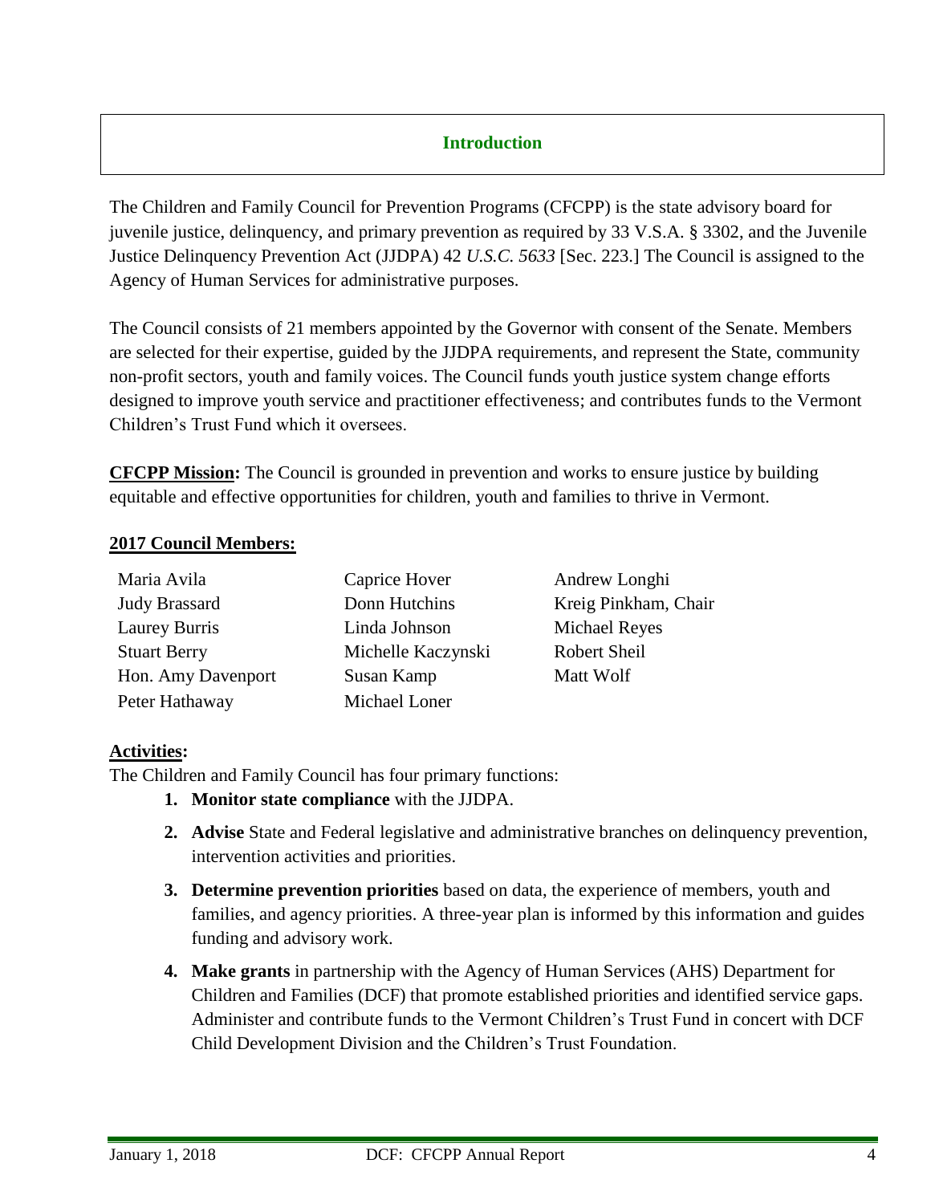## Introduction

The Children and Family Council for Prevention Programs (CFCPP) is the state advisory board for juvenile justice, delinquency, and primary prevention as required by 33 V.S.A. § 3302, and the Juvenile Justice Delinquency Prevention Act (JJDPA) 42 *U.S.C. 5633* [Sec. 223.] The Council is assigned to the Agency of Human Services for administrative purposes.

The Council consists of 21 members appointed by the Governor with consent of the Senate. Members are selected for their expertise, guided by the JJDPA requirements, and represent the State, community non-profit sectors, youth and family voices. The Council funds youth justice system change efforts designed to improve youth service and practitioner effectiveness; and contributes funds to the Vermont Children's Trust Fund which it oversees.

**CFCPP Mission:** The Council is grounded in prevention and works to ensure justice by building equitable and effective opportunities for children, youth and families to thrive in Vermont.

**2017 Council Members:**

| | | |
|---|---|---|
| Maria Avila | Caprice Hover | Andrew Longhi |
| Judy Brassard | Donn Hutchins | Kreig Pinkham, Chair |
| Laurey Burris | Linda Johnson | Michael Reyes |
| Stuart Berry | Michelle Kaczynski | Robert Sheil |
| Hon. Amy Davenport | Susan Kamp | Matt Wolf |
| Peter Hathaway | Michael Loner | |

**Activities:**

The Children and Family Council has four primary functions:

1. **Monitor state compliance** with the JJDPA.
2. **Advise** State and Federal legislative and administrative branches on delinquency prevention, intervention activities and priorities.
3. **Determine prevention priorities** based on data, the experience of members, youth and families, and agency priorities. A three-year plan is informed by this information and guides funding and advisory work.
4. **Make grants** in partnership with the Agency of Human Services (AHS) Department for Children and Families (DCF) that promote established priorities and identified service gaps. Administer and contribute funds to the Vermont Children's Trust Fund in concert with DCF Child Development Division and the Children's Trust Foundation.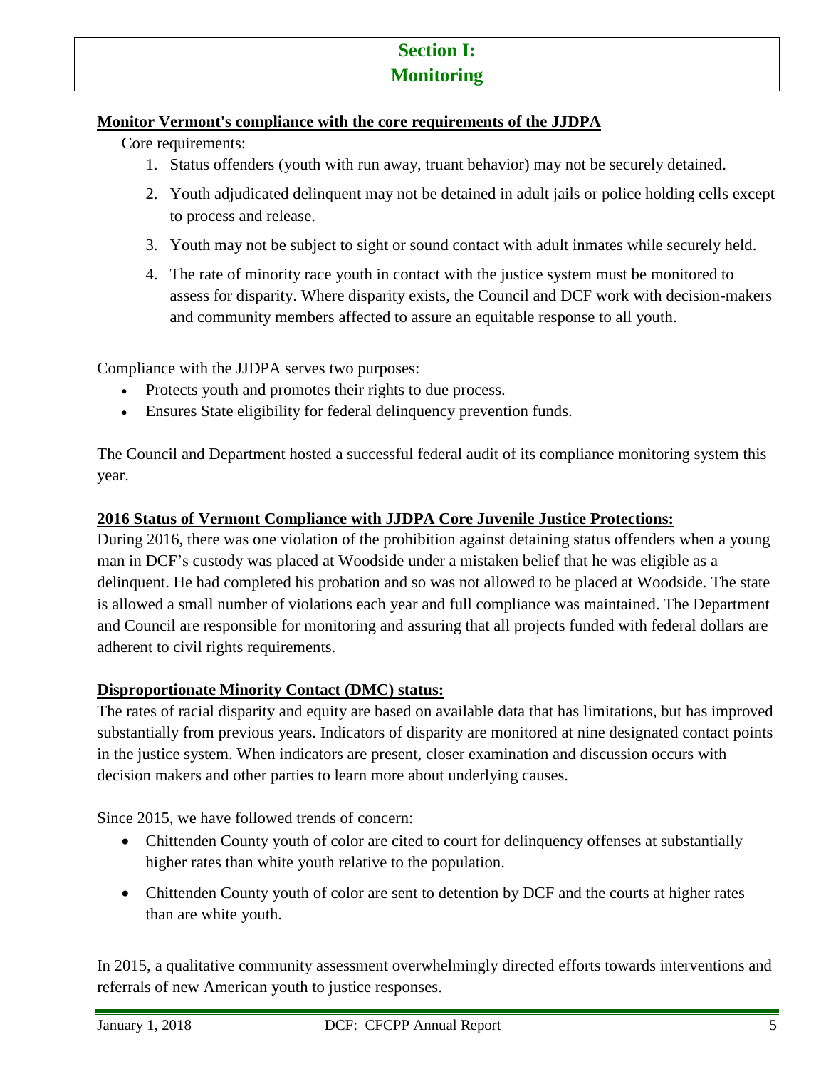# Section I:
# Monitoring

**Monitor Vermont's compliance with the core requirements of the JJDPA**

Core requirements:

1. Status offenders (youth with run away, truant behavior) may not be securely detained.
2. Youth adjudicated delinquent may not be detained in adult jails or police holding cells except to process and release.
3. Youth may not be subject to sight or sound contact with adult inmates while securely held.
4. The rate of minority race youth in contact with the justice system must be monitored to assess for disparity. Where disparity exists, the Council and DCF work with decision-makers and community members affected to assure an equitable response to all youth.

Compliance with the JJDPA serves two purposes:

- Protects youth and promotes their rights to due process.
- Ensures State eligibility for federal delinquency prevention funds.

The Council and Department hosted a successful federal audit of its compliance monitoring system this year.

**2016 Status of Vermont Compliance with JJDPA Core Juvenile Justice Protections:**

During 2016, there was one violation of the prohibition against detaining status offenders when a young man in DCF's custody was placed at Woodside under a mistaken belief that he was eligible as a delinquent. He had completed his probation and so was not allowed to be placed at Woodside. The state is allowed a small number of violations each year and full compliance was maintained. The Department and Council are responsible for monitoring and assuring that all projects funded with federal dollars are adherent to civil rights requirements.

**Disproportionate Minority Contact (DMC) status:**

The rates of racial disparity and equity are based on available data that has limitations, but has improved substantially from previous years. Indicators of disparity are monitored at nine designated contact points in the justice system. When indicators are present, closer examination and discussion occurs with decision makers and other parties to learn more about underlying causes.

Since 2015, we have followed trends of concern:

- Chittenden County youth of color are cited to court for delinquency offenses at substantially higher rates than white youth relative to the population.
- Chittenden County youth of color are sent to detention by DCF and the courts at higher rates than are white youth.

In 2015, a qualitative community assessment overwhelmingly directed efforts towards interventions and referrals of new American youth to justice responses.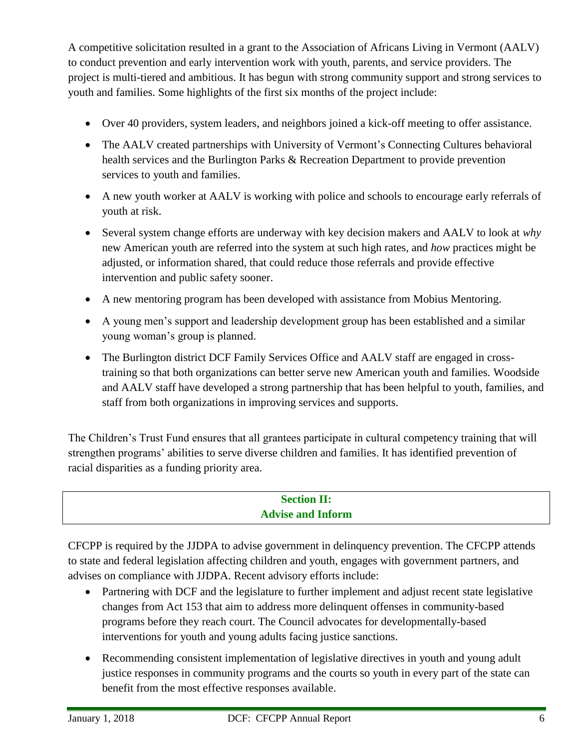A competitive solicitation resulted in a grant to the Association of Africans Living in Vermont (AALV) to conduct prevention and early intervention work with youth, parents, and service providers. The project is multi-tiered and ambitious. It has begun with strong community support and strong services to youth and families. Some highlights of the first six months of the project include:

- Over 40 providers, system leaders, and neighbors joined a kick-off meeting to offer assistance.
- The AALV created partnerships with University of Vermont's Connecting Cultures behavioral health services and the Burlington Parks & Recreation Department to provide prevention services to youth and families.
- A new youth worker at AALV is working with police and schools to encourage early referrals of youth at risk.
- Several system change efforts are underway with key decision makers and AALV to look at *why* new American youth are referred into the system at such high rates, and *how* practices might be adjusted, or information shared, that could reduce those referrals and provide effective intervention and public safety sooner.
- A new mentoring program has been developed with assistance from Mobius Mentoring.
- A young men's support and leadership development group has been established and a similar young woman's group is planned.
- The Burlington district DCF Family Services Office and AALV staff are engaged in cross-training so that both organizations can better serve new American youth and families. Woodside and AALV staff have developed a strong partnership that has been helpful to youth, families, and staff from both organizations in improving services and supports.

The Children's Trust Fund ensures that all grantees participate in cultural competency training that will strengthen programs' abilities to serve diverse children and families. It has identified prevention of racial disparities as a funding priority area.

## Section II: Advise and Inform

CFCPP is required by the JJDPA to advise government in delinquency prevention. The CFCPP attends to state and federal legislation affecting children and youth, engages with government partners, and advises on compliance with JJDPA. Recent advisory efforts include:

- Partnering with DCF and the legislature to further implement and adjust recent state legislative changes from Act 153 that aim to address more delinquent offenses in community-based programs before they reach court. The Council advocates for developmentally-based interventions for youth and young adults facing justice sanctions.
- Recommending consistent implementation of legislative directives in youth and young adult justice responses in community programs and the courts so youth in every part of the state can benefit from the most effective responses available.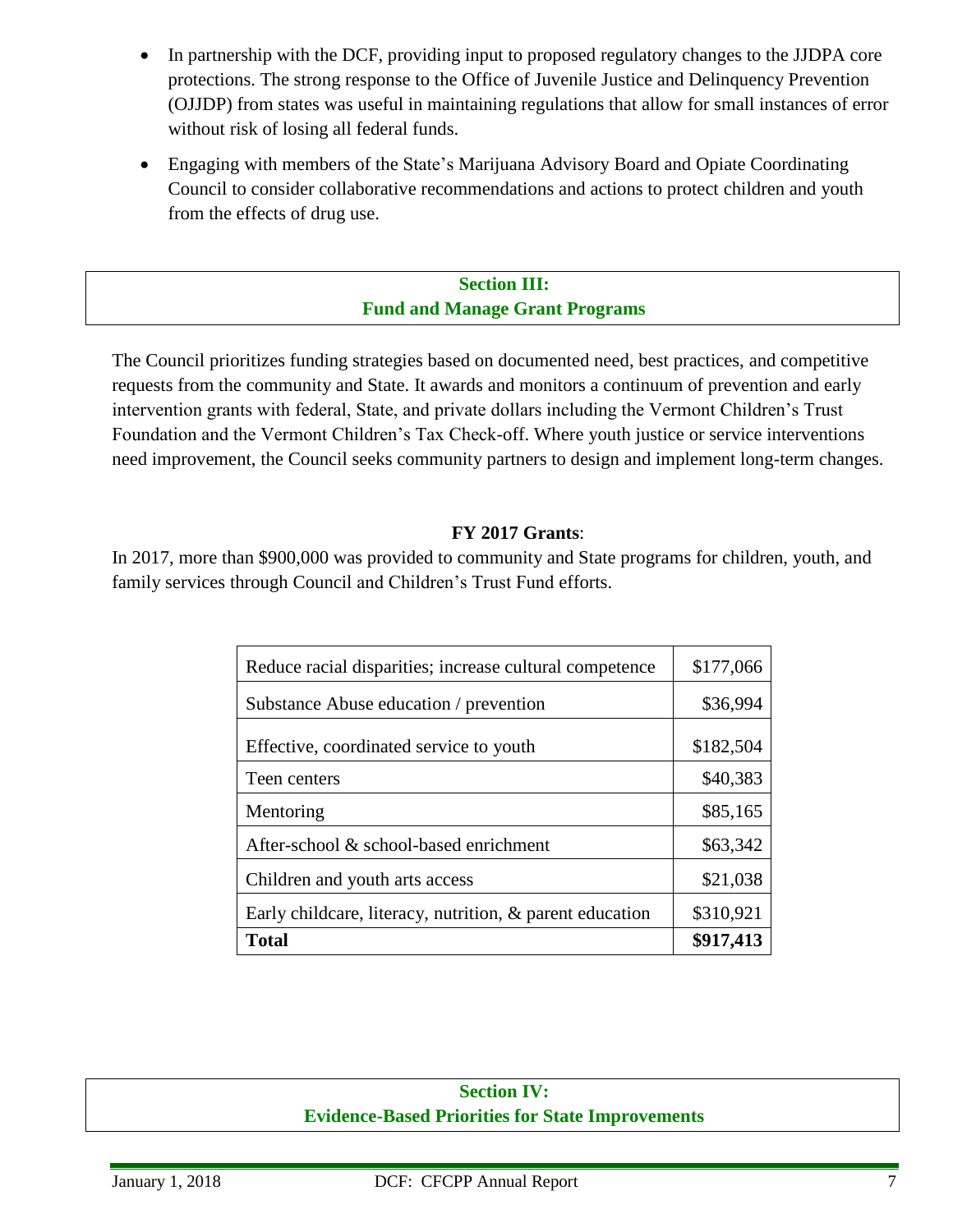- In partnership with the DCF, providing input to proposed regulatory changes to the JJDPA core protections. The strong response to the Office of Juvenile Justice and Delinquency Prevention (OJJDP) from states was useful in maintaining regulations that allow for small instances of error without risk of losing all federal funds.
- Engaging with members of the State's Marijuana Advisory Board and Opiate Coordinating Council to consider collaborative recommendations and actions to protect children and youth from the effects of drug use.

## Section III: Fund and Manage Grant Programs

The Council prioritizes funding strategies based on documented need, best practices, and competitive requests from the community and State. It awards and monitors a continuum of prevention and early intervention grants with federal, State, and private dollars including the Vermont Children's Trust Foundation and the Vermont Children's Tax Check-off. Where youth justice or service interventions need improvement, the Council seeks community partners to design and implement long-term changes.

**FY 2017 Grants**:

In 2017, more than $900,000 was provided to community and State programs for children, youth, and family services through Council and Children's Trust Fund efforts.

| Program Area | Amount |
|---|---|
| Reduce racial disparities; increase cultural competence | $177,066 |
| Substance Abuse education / prevention | $36,994 |
| Effective, coordinated service to youth | $182,504 |
| Teen centers | $40,383 |
| Mentoring | $85,165 |
| After-school & school-based enrichment | $63,342 |
| Children and youth arts access | $21,038 |
| Early childcare, literacy, nutrition, & parent education | $310,921 |
| **Total** | **$917,413** |

## Section IV: Evidence-Based Priorities for State Improvements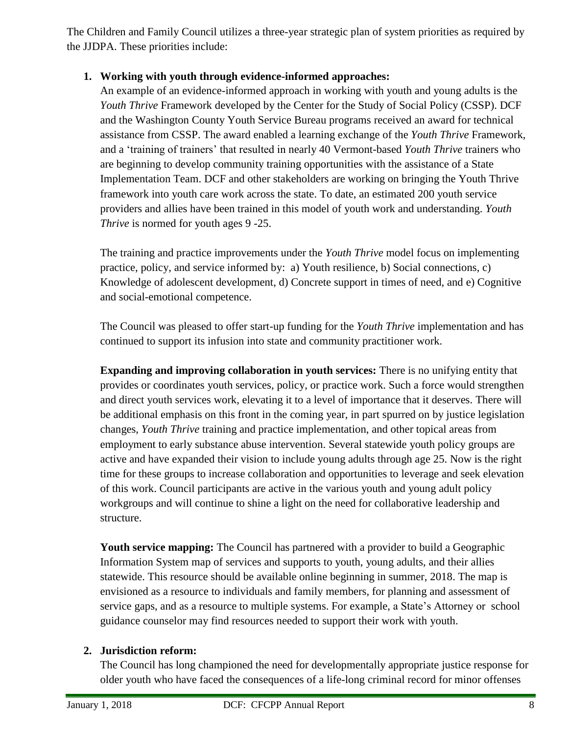The Children and Family Council utilizes a three-year strategic plan of system priorities as required by the JJDPA. These priorities include:

1. **Working with youth through evidence-informed approaches:**
   An example of an evidence-informed approach in working with youth and young adults is the *Youth Thrive* Framework developed by the Center for the Study of Social Policy (CSSP). DCF and the Washington County Youth Service Bureau programs received an award for technical assistance from CSSP. The award enabled a learning exchange of the *Youth Thrive* Framework, and a 'training of trainers' that resulted in nearly 40 Vermont-based *Youth Thrive* trainers who are beginning to develop community training opportunities with the assistance of a State Implementation Team. DCF and other stakeholders are working on bringing the Youth Thrive framework into youth care work across the state. To date, an estimated 200 youth service providers and allies have been trained in this model of youth work and understanding. *Youth Thrive* is normed for youth ages 9 -25.

   The training and practice improvements under the *Youth Thrive* model focus on implementing practice, policy, and service informed by: a) Youth resilience, b) Social connections, c) Knowledge of adolescent development, d) Concrete support in times of need, and e) Cognitive and social-emotional competence.

   The Council was pleased to offer start-up funding for the *Youth Thrive* implementation and has continued to support its infusion into state and community practitioner work.

   **Expanding and improving collaboration in youth services:** There is no unifying entity that provides or coordinates youth services, policy, or practice work. Such a force would strengthen and direct youth services work, elevating it to a level of importance that it deserves. There will be additional emphasis on this front in the coming year, in part spurred on by justice legislation changes, *Youth Thrive* training and practice implementation, and other topical areas from employment to early substance abuse intervention. Several statewide youth policy groups are active and have expanded their vision to include young adults through age 25. Now is the right time for these groups to increase collaboration and opportunities to leverage and seek elevation of this work. Council participants are active in the various youth and young adult policy workgroups and will continue to shine a light on the need for collaborative leadership and structure.

   **Youth service mapping:** The Council has partnered with a provider to build a Geographic Information System map of services and supports to youth, young adults, and their allies statewide. This resource should be available online beginning in summer, 2018. The map is envisioned as a resource to individuals and family members, for planning and assessment of service gaps, and as a resource to multiple systems. For example, a State's Attorney or school guidance counselor may find resources needed to support their work with youth.

2. **Jurisdiction reform:**
   The Council has long championed the need for developmentally appropriate justice response for older youth who have faced the consequences of a life-long criminal record for minor offenses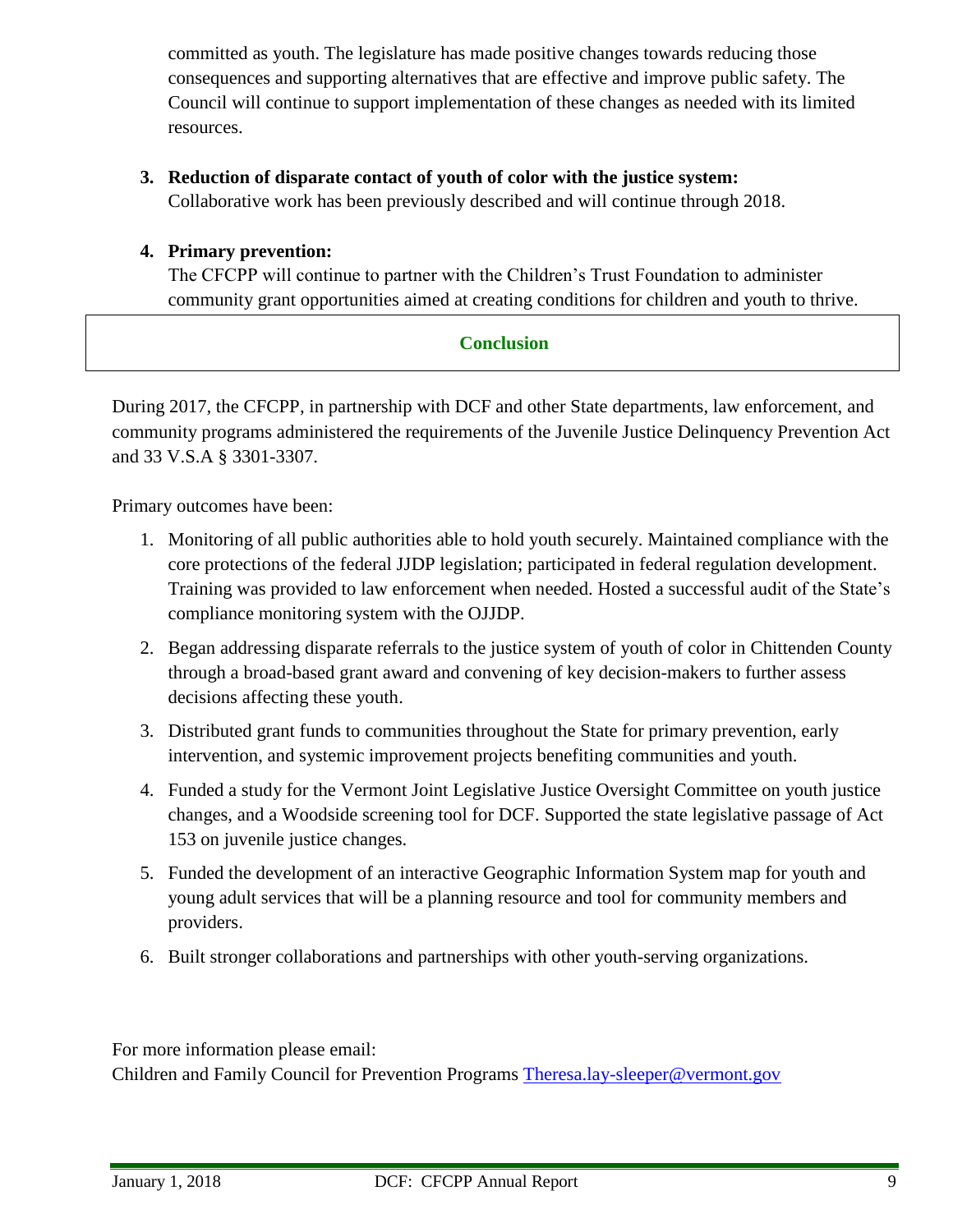committed as youth. The legislature has made positive changes towards reducing those consequences and supporting alternatives that are effective and improve public safety. The Council will continue to support implementation of these changes as needed with its limited resources.

3. **Reduction of disparate contact of youth of color with the justice system:**
   Collaborative work has been previously described and will continue through 2018.

4. **Primary prevention:**
   The CFCPP will continue to partner with the Children's Trust Foundation to administer community grant opportunities aimed at creating conditions for children and youth to thrive.

## Conclusion

During 2017, the CFCPP, in partnership with DCF and other State departments, law enforcement, and community programs administered the requirements of the Juvenile Justice Delinquency Prevention Act and 33 V.S.A § 3301-3307.

Primary outcomes have been:

1. Monitoring of all public authorities able to hold youth securely. Maintained compliance with the core protections of the federal JJDP legislation; participated in federal regulation development. Training was provided to law enforcement when needed. Hosted a successful audit of the State's compliance monitoring system with the OJJDP.
2. Began addressing disparate referrals to the justice system of youth of color in Chittenden County through a broad-based grant award and convening of key decision-makers to further assess decisions affecting these youth.
3. Distributed grant funds to communities throughout the State for primary prevention, early intervention, and systemic improvement projects benefiting communities and youth.
4. Funded a study for the Vermont Joint Legislative Justice Oversight Committee on youth justice changes, and a Woodside screening tool for DCF. Supported the state legislative passage of Act 153 on juvenile justice changes.
5. Funded the development of an interactive Geographic Information System map for youth and young adult services that will be a planning resource and tool for community members and providers.
6. Built stronger collaborations and partnerships with other youth-serving organizations.

For more information please email:
Children and Family Council for Prevention Programs Theresa.lay-sleeper@vermont.gov